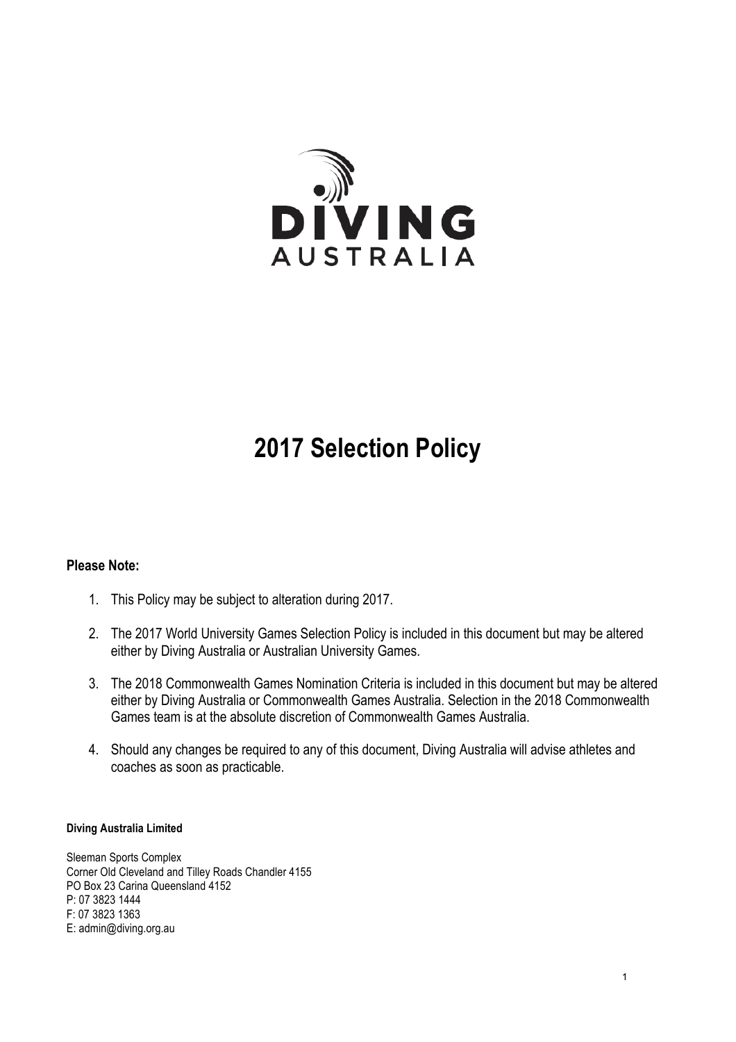# 2017 Selection Policy

**Please Note:**

1. This Policy may be subject to alteration during 2017.

2. The 2017 World University Games Selection Policy is included in this document but may be altered either by Diving Australia or Australian University Games.

3. The 2018 Commonwealth Games Nomination Criteria is included in this document but may be altered either by Diving Australia or Commonwealth Games Australia. Selection in the 2018 Commonwealth Games team is at the absolute discretion of Commonwealth Games Australia.

4. Should any changes be required to any of this document, Diving Australia will advise athletes and coaches as soon as practicable.

**Diving Australia Limited**

Sleeman Sports Complex
Corner Old Cleveland and Tilley Roads Chandler 4155
PO Box 23 Carina Queensland 4152
P: 07 3823 1444
F: 07 3823 1363
E: admin@diving.org.au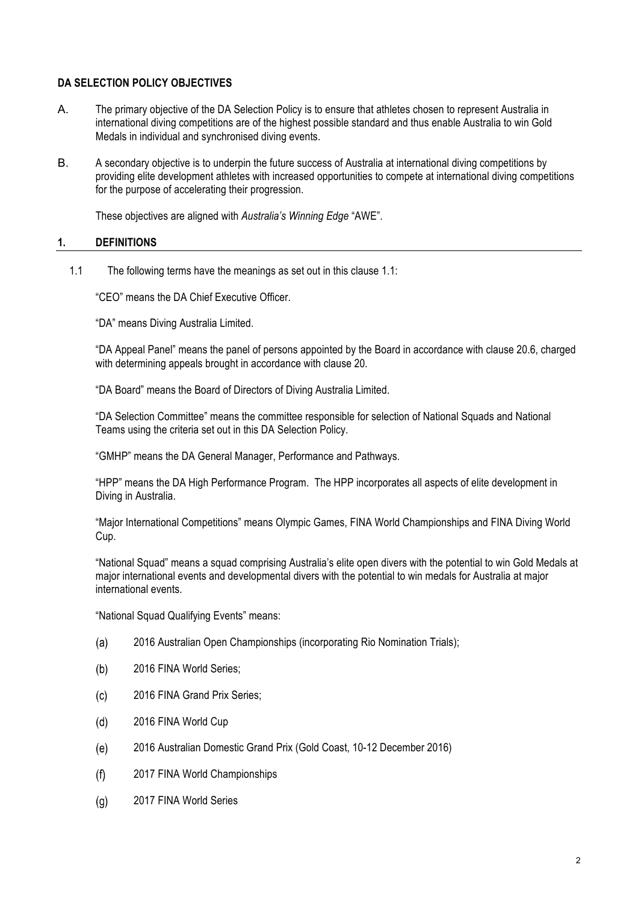## DA SELECTION POLICY OBJECTIVES

A. The primary objective of the DA Selection Policy is to ensure that athletes chosen to represent Australia in international diving competitions are of the highest possible standard and thus enable Australia to win Gold Medals in individual and synchronised diving events.

B. A secondary objective is to underpin the future success of Australia at international diving competitions by providing elite development athletes with increased opportunities to compete at international diving competitions for the purpose of accelerating their progression.

These objectives are aligned with *Australia's Winning Edge* "AWE".

## 1. DEFINITIONS

1.1 The following terms have the meanings as set out in this clause 1.1:

"CEO" means the DA Chief Executive Officer.

"DA" means Diving Australia Limited.

"DA Appeal Panel" means the panel of persons appointed by the Board in accordance with clause 20.6, charged with determining appeals brought in accordance with clause 20.

"DA Board" means the Board of Directors of Diving Australia Limited.

"DA Selection Committee" means the committee responsible for selection of National Squads and National Teams using the criteria set out in this DA Selection Policy.

"GMHP" means the DA General Manager, Performance and Pathways.

"HPP" means the DA High Performance Program. The HPP incorporates all aspects of elite development in Diving in Australia.

"Major International Competitions" means Olympic Games, FINA World Championships and FINA Diving World Cup.

"National Squad" means a squad comprising Australia's elite open divers with the potential to win Gold Medals at major international events and developmental divers with the potential to win medals for Australia at major international events.

"National Squad Qualifying Events" means:

(a) 2016 Australian Open Championships (incorporating Rio Nomination Trials);

(b) 2016 FINA World Series;

(c) 2016 FINA Grand Prix Series;

(d) 2016 FINA World Cup

(e) 2016 Australian Domestic Grand Prix (Gold Coast, 10-12 December 2016)

(f) 2017 FINA World Championships

(g) 2017 FINA World Series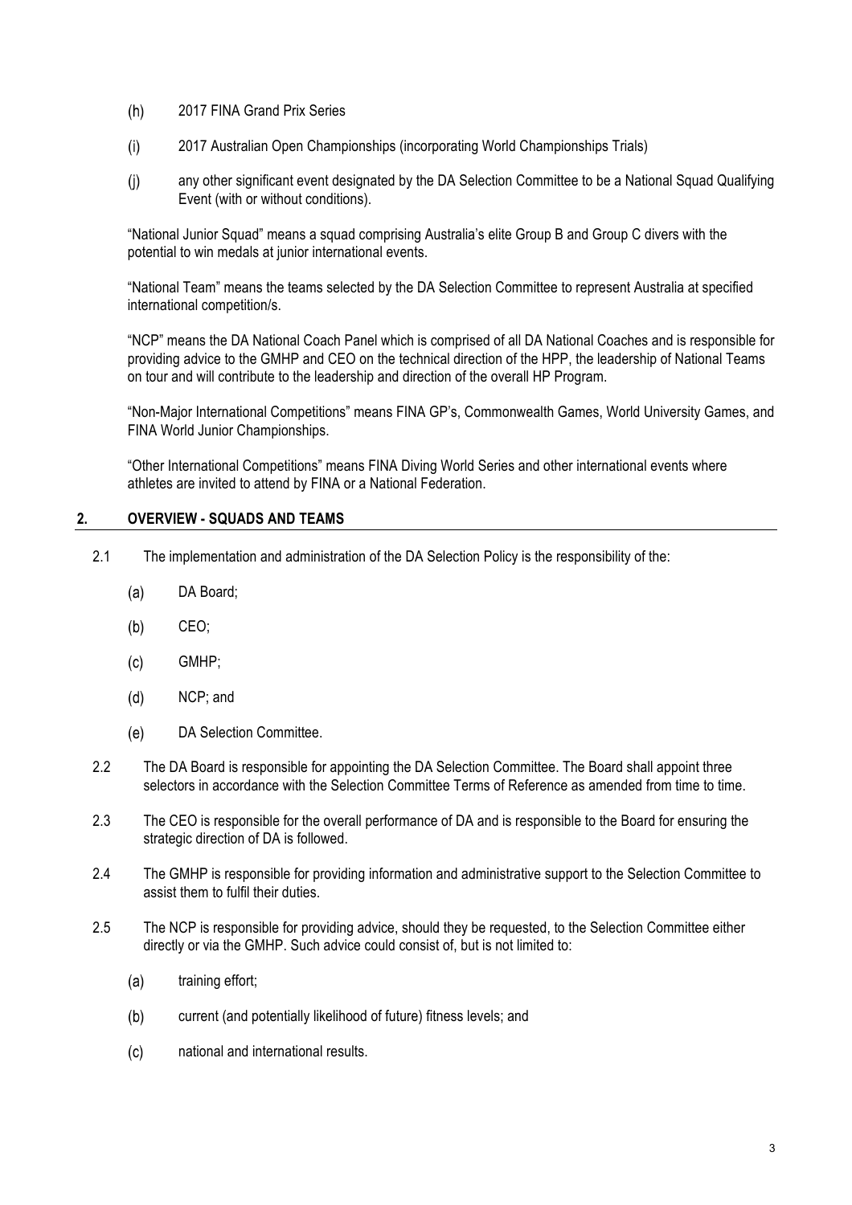(h) 2017 FINA Grand Prix Series

(i) 2017 Australian Open Championships (incorporating World Championships Trials)

(j) any other significant event designated by the DA Selection Committee to be a National Squad Qualifying Event (with or without conditions).

"National Junior Squad" means a squad comprising Australia's elite Group B and Group C divers with the potential to win medals at junior international events.

"National Team" means the teams selected by the DA Selection Committee to represent Australia at specified international competition/s.

"NCP" means the DA National Coach Panel which is comprised of all DA National Coaches and is responsible for providing advice to the GMHP and CEO on the technical direction of the HPP, the leadership of National Teams on tour and will contribute to the leadership and direction of the overall HP Program.

"Non-Major International Competitions" means FINA GP's, Commonwealth Games, World University Games, and FINA World Junior Championships.

"Other International Competitions" means FINA Diving World Series and other international events where athletes are invited to attend by FINA or a National Federation.

## 2. OVERVIEW - SQUADS AND TEAMS

2.1 The implementation and administration of the DA Selection Policy is the responsibility of the:

(a) DA Board;

(b) CEO;

(c) GMHP;

(d) NCP; and

(e) DA Selection Committee.

2.2 The DA Board is responsible for appointing the DA Selection Committee. The Board shall appoint three selectors in accordance with the Selection Committee Terms of Reference as amended from time to time.

2.3 The CEO is responsible for the overall performance of DA and is responsible to the Board for ensuring the strategic direction of DA is followed.

2.4 The GMHP is responsible for providing information and administrative support to the Selection Committee to assist them to fulfil their duties.

2.5 The NCP is responsible for providing advice, should they be requested, to the Selection Committee either directly or via the GMHP. Such advice could consist of, but is not limited to:

(a) training effort;

(b) current (and potentially likelihood of future) fitness levels; and

(c) national and international results.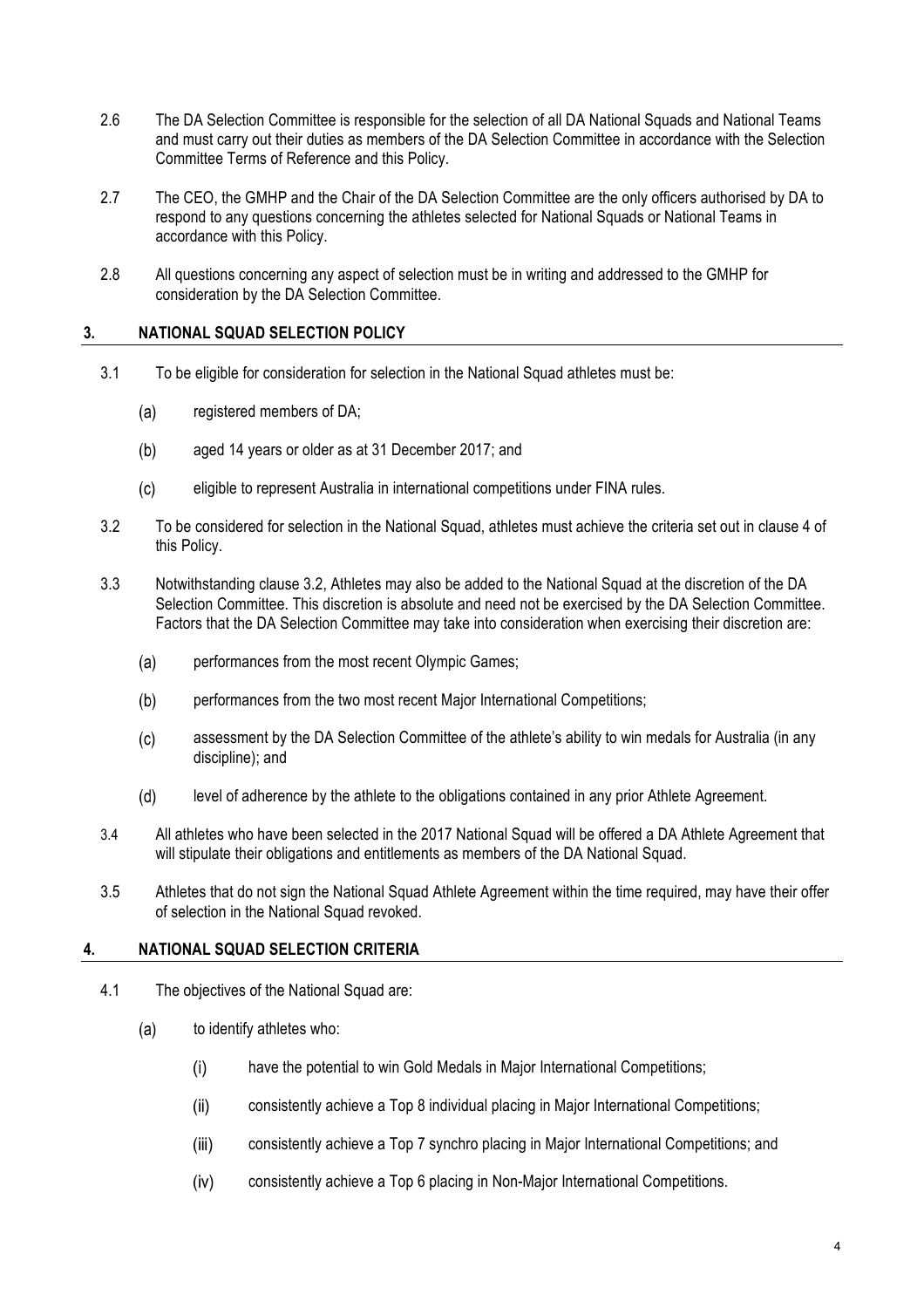2.6 The DA Selection Committee is responsible for the selection of all DA National Squads and National Teams and must carry out their duties as members of the DA Selection Committee in accordance with the Selection Committee Terms of Reference and this Policy.

2.7 The CEO, the GMHP and the Chair of the DA Selection Committee are the only officers authorised by DA to respond to any questions concerning the athletes selected for National Squads or National Teams in accordance with this Policy.

2.8 All questions concerning any aspect of selection must be in writing and addressed to the GMHP for consideration by the DA Selection Committee.

## 3. NATIONAL SQUAD SELECTION POLICY

3.1 To be eligible for consideration for selection in the National Squad athletes must be:

(a) registered members of DA;

(b) aged 14 years or older as at 31 December 2017; and

(c) eligible to represent Australia in international competitions under FINA rules.

3.2 To be considered for selection in the National Squad, athletes must achieve the criteria set out in clause 4 of this Policy.

3.3 Notwithstanding clause 3.2, Athletes may also be added to the National Squad at the discretion of the DA Selection Committee. This discretion is absolute and need not be exercised by the DA Selection Committee. Factors that the DA Selection Committee may take into consideration when exercising their discretion are:

(a) performances from the most recent Olympic Games;

(b) performances from the two most recent Major International Competitions;

(c) assessment by the DA Selection Committee of the athlete's ability to win medals for Australia (in any discipline); and

(d) level of adherence by the athlete to the obligations contained in any prior Athlete Agreement.

3.4 All athletes who have been selected in the 2017 National Squad will be offered a DA Athlete Agreement that will stipulate their obligations and entitlements as members of the DA National Squad.

3.5 Athletes that do not sign the National Squad Athlete Agreement within the time required, may have their offer of selection in the National Squad revoked.

## 4. NATIONAL SQUAD SELECTION CRITERIA

4.1 The objectives of the National Squad are:

(a) to identify athletes who:

(i) have the potential to win Gold Medals in Major International Competitions;

(ii) consistently achieve a Top 8 individual placing in Major International Competitions;

(iii) consistently achieve a Top 7 synchro placing in Major International Competitions; and

(iv) consistently achieve a Top 6 placing in Non-Major International Competitions.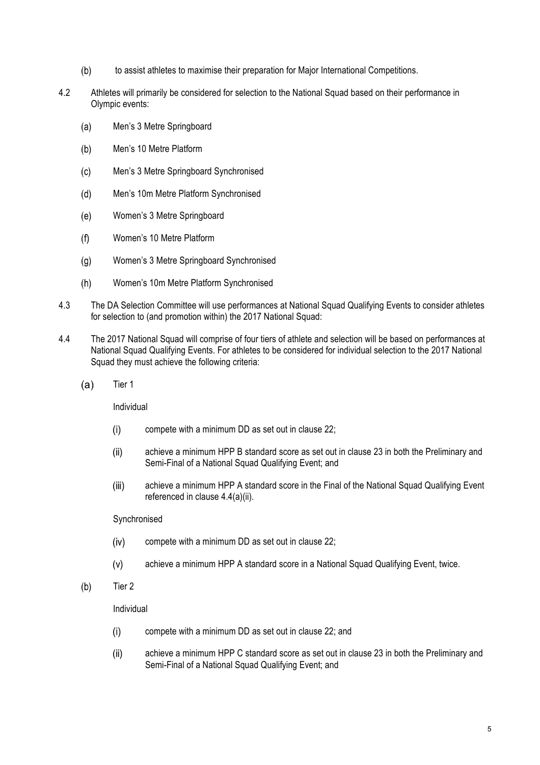(b) to assist athletes to maximise their preparation for Major International Competitions.

4.2 Athletes will primarily be considered for selection to the National Squad based on their performance in Olympic events:

(a) Men's 3 Metre Springboard

(b) Men's 10 Metre Platform

(c) Men's 3 Metre Springboard Synchronised

(d) Men's 10m Metre Platform Synchronised

(e) Women's 3 Metre Springboard

(f) Women's 10 Metre Platform

(g) Women's 3 Metre Springboard Synchronised

(h) Women's 10m Metre Platform Synchronised

4.3 The DA Selection Committee will use performances at National Squad Qualifying Events to consider athletes for selection to (and promotion within) the 2017 National Squad:

4.4 The 2017 National Squad will comprise of four tiers of athlete and selection will be based on performances at National Squad Qualifying Events. For athletes to be considered for individual selection to the 2017 National Squad they must achieve the following criteria:

(a) Tier 1

Individual

(i) compete with a minimum DD as set out in clause 22;

(ii) achieve a minimum HPP B standard score as set out in clause 23 in both the Preliminary and Semi-Final of a National Squad Qualifying Event; and

(iii) achieve a minimum HPP A standard score in the Final of the National Squad Qualifying Event referenced in clause 4.4(a)(ii).

Synchronised

(iv) compete with a minimum DD as set out in clause 22;

(v) achieve a minimum HPP A standard score in a National Squad Qualifying Event, twice.

(b) Tier 2

Individual

(i) compete with a minimum DD as set out in clause 22; and

(ii) achieve a minimum HPP C standard score as set out in clause 23 in both the Preliminary and Semi-Final of a National Squad Qualifying Event; and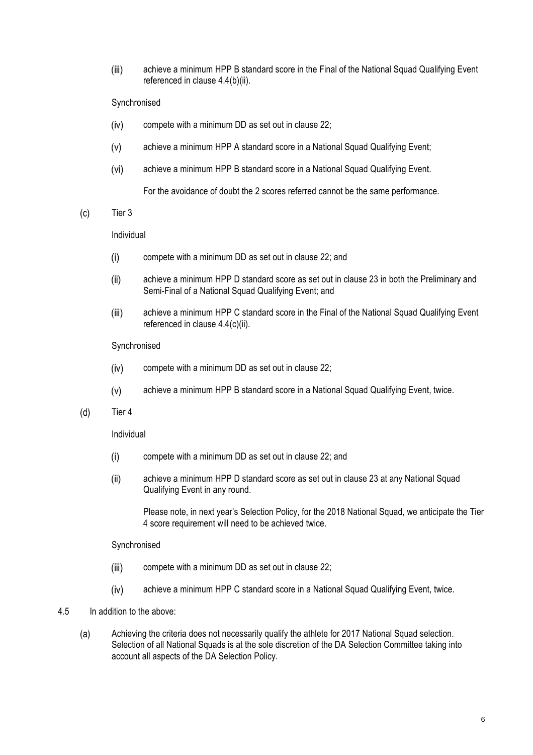(iii) achieve a minimum HPP B standard score in the Final of the National Squad Qualifying Event referenced in clause 4.4(b)(ii).

Synchronised

(iv) compete with a minimum DD as set out in clause 22;

(v) achieve a minimum HPP A standard score in a National Squad Qualifying Event;

(vi) achieve a minimum HPP B standard score in a National Squad Qualifying Event.

For the avoidance of doubt the 2 scores referred cannot be the same performance.

(c) Tier 3

Individual

(i) compete with a minimum DD as set out in clause 22; and

(ii) achieve a minimum HPP D standard score as set out in clause 23 in both the Preliminary and Semi-Final of a National Squad Qualifying Event; and

(iii) achieve a minimum HPP C standard score in the Final of the National Squad Qualifying Event referenced in clause 4.4(c)(ii).

Synchronised

(iv) compete with a minimum DD as set out in clause 22;

(v) achieve a minimum HPP B standard score in a National Squad Qualifying Event, twice.

(d) Tier 4

Individual

(i) compete with a minimum DD as set out in clause 22; and

(ii) achieve a minimum HPP D standard score as set out in clause 23 at any National Squad Qualifying Event in any round.

Please note, in next year's Selection Policy, for the 2018 National Squad, we anticipate the Tier 4 score requirement will need to be achieved twice.

Synchronised

(iii) compete with a minimum DD as set out in clause 22;

(iv) achieve a minimum HPP C standard score in a National Squad Qualifying Event, twice.

4.5 In addition to the above:

(a) Achieving the criteria does not necessarily qualify the athlete for 2017 National Squad selection. Selection of all National Squads is at the sole discretion of the DA Selection Committee taking into account all aspects of the DA Selection Policy.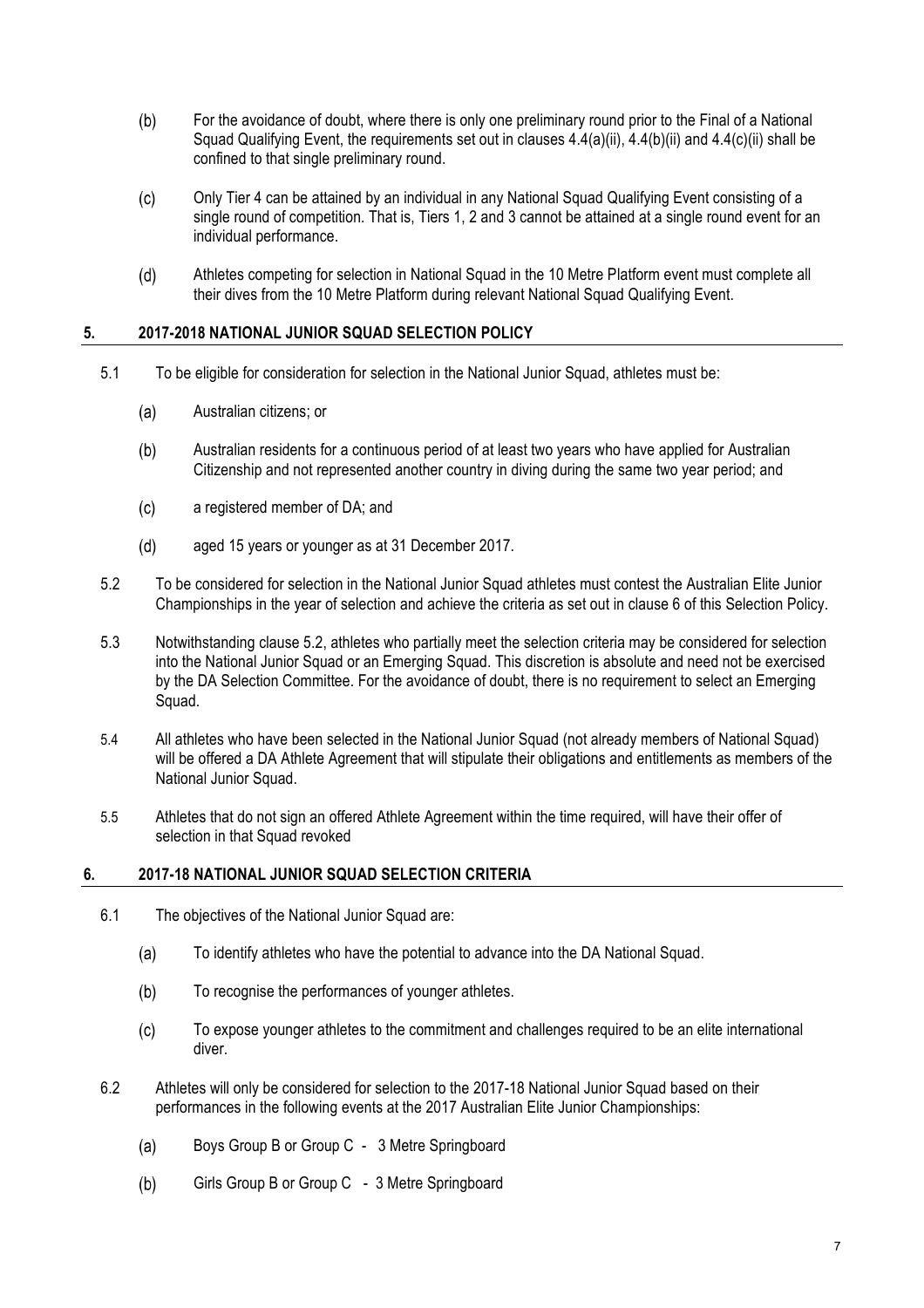(b) For the avoidance of doubt, where there is only one preliminary round prior to the Final of a National Squad Qualifying Event, the requirements set out in clauses 4.4(a)(ii), 4.4(b)(ii) and 4.4(c)(ii) shall be confined to that single preliminary round.

(c) Only Tier 4 can be attained by an individual in any National Squad Qualifying Event consisting of a single round of competition. That is, Tiers 1, 2 and 3 cannot be attained at a single round event for an individual performance.

(d) Athletes competing for selection in National Squad in the 10 Metre Platform event must complete all their dives from the 10 Metre Platform during relevant National Squad Qualifying Event.

## 5. 2017-2018 NATIONAL JUNIOR SQUAD SELECTION POLICY

5.1 To be eligible for consideration for selection in the National Junior Squad, athletes must be:

(a) Australian citizens; or

(b) Australian residents for a continuous period of at least two years who have applied for Australian Citizenship and not represented another country in diving during the same two year period; and

(c) a registered member of DA; and

(d) aged 15 years or younger as at 31 December 2017.

5.2 To be considered for selection in the National Junior Squad athletes must contest the Australian Elite Junior Championships in the year of selection and achieve the criteria as set out in clause 6 of this Selection Policy.

5.3 Notwithstanding clause 5.2, athletes who partially meet the selection criteria may be considered for selection into the National Junior Squad or an Emerging Squad. This discretion is absolute and need not be exercised by the DA Selection Committee. For the avoidance of doubt, there is no requirement to select an Emerging Squad.

5.4 All athletes who have been selected in the National Junior Squad (not already members of National Squad) will be offered a DA Athlete Agreement that will stipulate their obligations and entitlements as members of the National Junior Squad.

5.5 Athletes that do not sign an offered Athlete Agreement within the time required, will have their offer of selection in that Squad revoked

## 6. 2017-18 NATIONAL JUNIOR SQUAD SELECTION CRITERIA

6.1 The objectives of the National Junior Squad are:

(a) To identify athletes who have the potential to advance into the DA National Squad.

(b) To recognise the performances of younger athletes.

(c) To expose younger athletes to the commitment and challenges required to be an elite international diver.

6.2 Athletes will only be considered for selection to the 2017-18 National Junior Squad based on their performances in the following events at the 2017 Australian Elite Junior Championships:

(a) Boys Group B or Group C - 3 Metre Springboard

(b) Girls Group B or Group C - 3 Metre Springboard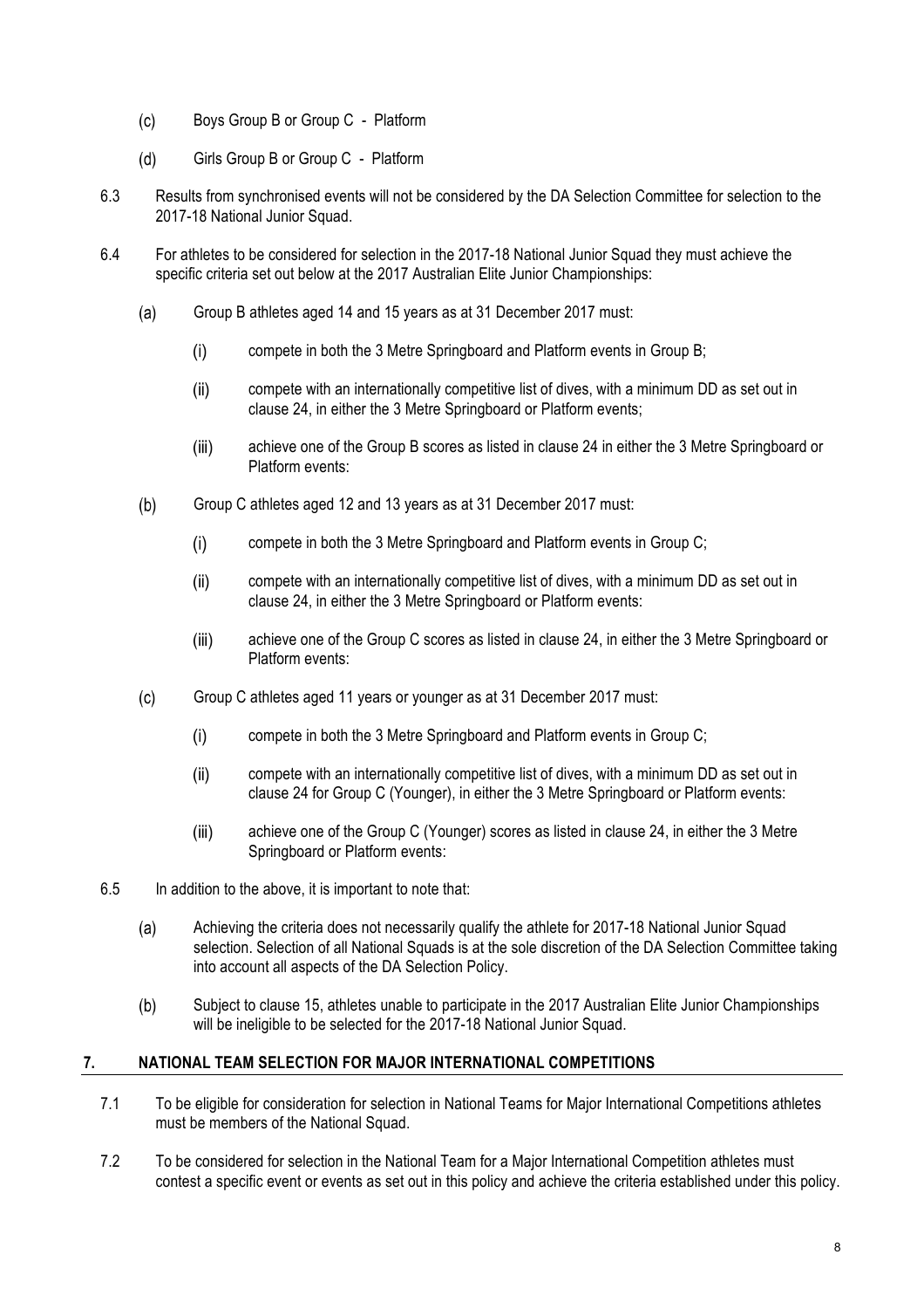(c) Boys Group B or Group C - Platform

(d) Girls Group B or Group C - Platform

6.3 Results from synchronised events will not be considered by the DA Selection Committee for selection to the 2017-18 National Junior Squad.

6.4 For athletes to be considered for selection in the 2017-18 National Junior Squad they must achieve the specific criteria set out below at the 2017 Australian Elite Junior Championships:

(a) Group B athletes aged 14 and 15 years as at 31 December 2017 must:

(i) compete in both the 3 Metre Springboard and Platform events in Group B;

(ii) compete with an internationally competitive list of dives, with a minimum DD as set out in clause 24, in either the 3 Metre Springboard or Platform events;

(iii) achieve one of the Group B scores as listed in clause 24 in either the 3 Metre Springboard or Platform events:

(b) Group C athletes aged 12 and 13 years as at 31 December 2017 must:

(i) compete in both the 3 Metre Springboard and Platform events in Group C;

(ii) compete with an internationally competitive list of dives, with a minimum DD as set out in clause 24, in either the 3 Metre Springboard or Platform events:

(iii) achieve one of the Group C scores as listed in clause 24, in either the 3 Metre Springboard or Platform events:

(c) Group C athletes aged 11 years or younger as at 31 December 2017 must:

(i) compete in both the 3 Metre Springboard and Platform events in Group C;

(ii) compete with an internationally competitive list of dives, with a minimum DD as set out in clause 24 for Group C (Younger), in either the 3 Metre Springboard or Platform events:

(iii) achieve one of the Group C (Younger) scores as listed in clause 24, in either the 3 Metre Springboard or Platform events:

6.5 In addition to the above, it is important to note that:

(a) Achieving the criteria does not necessarily qualify the athlete for 2017-18 National Junior Squad selection. Selection of all National Squads is at the sole discretion of the DA Selection Committee taking into account all aspects of the DA Selection Policy.

(b) Subject to clause 15, athletes unable to participate in the 2017 Australian Elite Junior Championships will be ineligible to be selected for the 2017-18 National Junior Squad.

## 7. NATIONAL TEAM SELECTION FOR MAJOR INTERNATIONAL COMPETITIONS

7.1 To be eligible for consideration for selection in National Teams for Major International Competitions athletes must be members of the National Squad.

7.2 To be considered for selection in the National Team for a Major International Competition athletes must contest a specific event or events as set out in this policy and achieve the criteria established under this policy.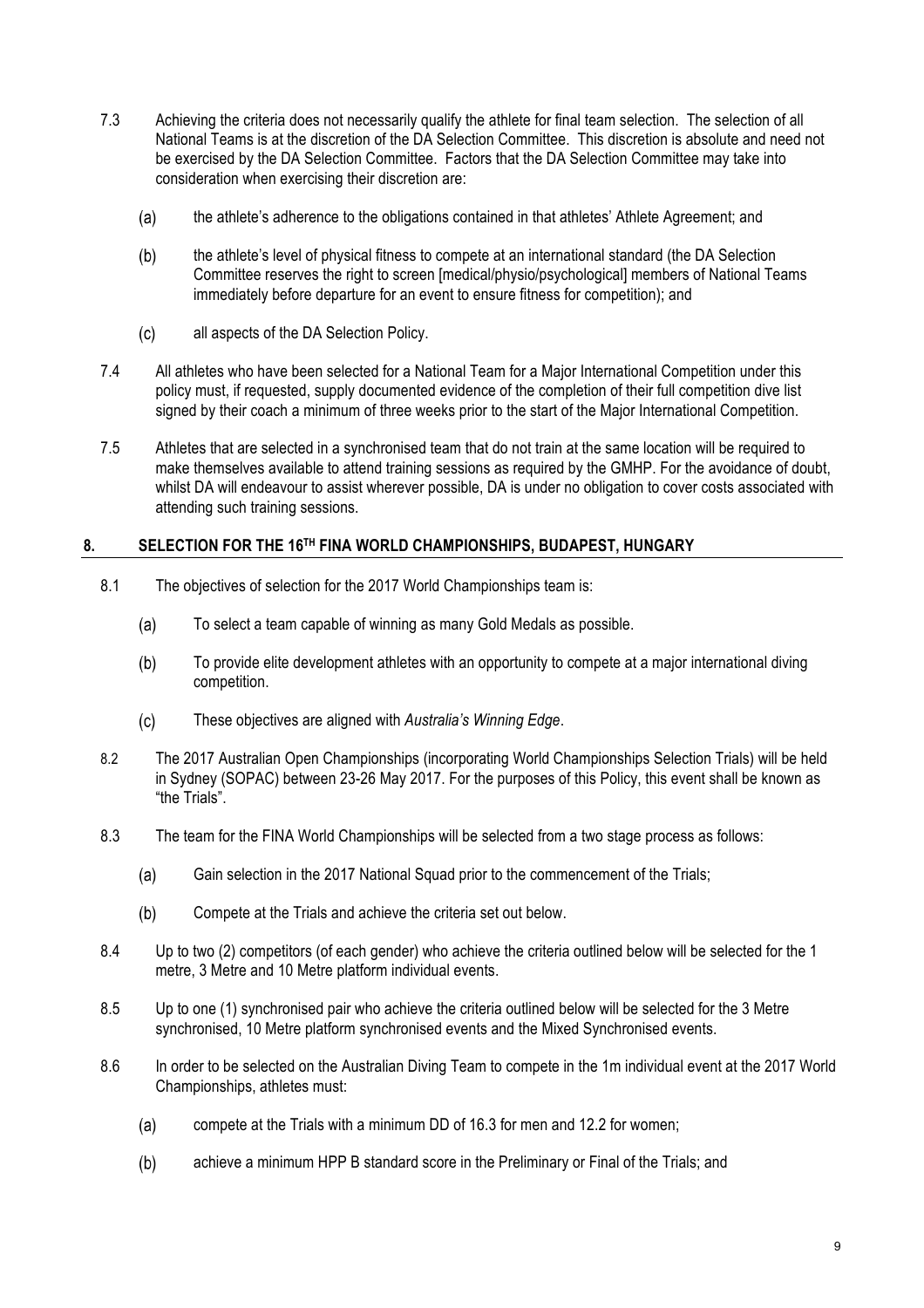7.3 Achieving the criteria does not necessarily qualify the athlete for final team selection. The selection of all National Teams is at the discretion of the DA Selection Committee. This discretion is absolute and need not be exercised by the DA Selection Committee. Factors that the DA Selection Committee may take into consideration when exercising their discretion are:

(a) the athlete's adherence to the obligations contained in that athletes' Athlete Agreement; and

(b) the athlete's level of physical fitness to compete at an international standard (the DA Selection Committee reserves the right to screen [medical/physio/psychological] members of National Teams immediately before departure for an event to ensure fitness for competition); and

(c) all aspects of the DA Selection Policy.

7.4 All athletes who have been selected for a National Team for a Major International Competition under this policy must, if requested, supply documented evidence of the completion of their full competition dive list signed by their coach a minimum of three weeks prior to the start of the Major International Competition.

7.5 Athletes that are selected in a synchronised team that do not train at the same location will be required to make themselves available to attend training sessions as required by the GMHP. For the avoidance of doubt, whilst DA will endeavour to assist wherever possible, DA is under no obligation to cover costs associated with attending such training sessions.

## 8. SELECTION FOR THE 16TH FINA WORLD CHAMPIONSHIPS, BUDAPEST, HUNGARY

8.1 The objectives of selection for the 2017 World Championships team is:

(a) To select a team capable of winning as many Gold Medals as possible.

(b) To provide elite development athletes with an opportunity to compete at a major international diving competition.

(c) These objectives are aligned with *Australia's Winning Edge*.

8.2 The 2017 Australian Open Championships (incorporating World Championships Selection Trials) will be held in Sydney (SOPAC) between 23-26 May 2017. For the purposes of this Policy, this event shall be known as "the Trials".

8.3 The team for the FINA World Championships will be selected from a two stage process as follows:

(a) Gain selection in the 2017 National Squad prior to the commencement of the Trials;

(b) Compete at the Trials and achieve the criteria set out below.

8.4 Up to two (2) competitors (of each gender) who achieve the criteria outlined below will be selected for the 1 metre, 3 Metre and 10 Metre platform individual events.

8.5 Up to one (1) synchronised pair who achieve the criteria outlined below will be selected for the 3 Metre synchronised, 10 Metre platform synchronised events and the Mixed Synchronised events.

8.6 In order to be selected on the Australian Diving Team to compete in the 1m individual event at the 2017 World Championships, athletes must:

(a) compete at the Trials with a minimum DD of 16.3 for men and 12.2 for women;

(b) achieve a minimum HPP B standard score in the Preliminary or Final of the Trials; and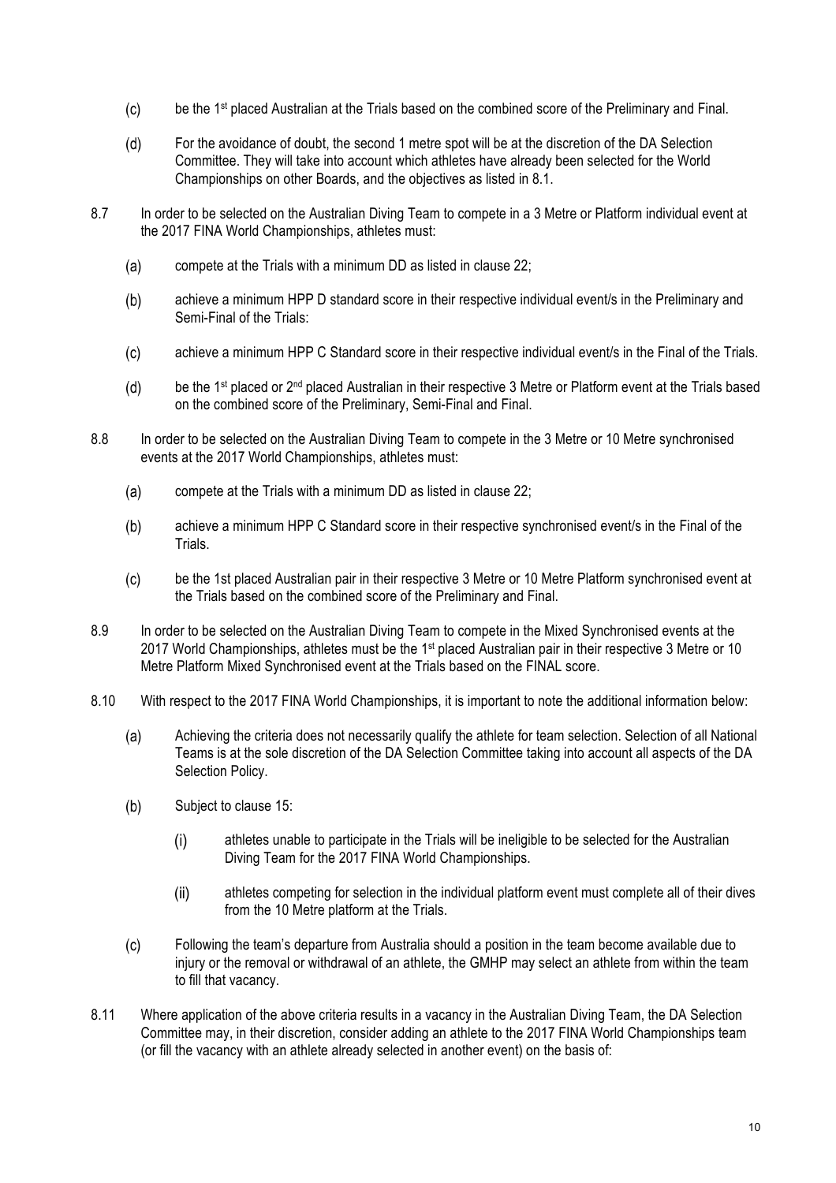(c) be the 1st placed Australian at the Trials based on the combined score of the Preliminary and Final.

(d) For the avoidance of doubt, the second 1 metre spot will be at the discretion of the DA Selection Committee. They will take into account which athletes have already been selected for the World Championships on other Boards, and the objectives as listed in 8.1.

8.7 In order to be selected on the Australian Diving Team to compete in a 3 Metre or Platform individual event at the 2017 FINA World Championships, athletes must:

(a) compete at the Trials with a minimum DD as listed in clause 22;

(b) achieve a minimum HPP D standard score in their respective individual event/s in the Preliminary and Semi-Final of the Trials:

(c) achieve a minimum HPP C Standard score in their respective individual event/s in the Final of the Trials.

(d) be the 1st placed or 2nd placed Australian in their respective 3 Metre or Platform event at the Trials based on the combined score of the Preliminary, Semi-Final and Final.

8.8 In order to be selected on the Australian Diving Team to compete in the 3 Metre or 10 Metre synchronised events at the 2017 World Championships, athletes must:

(a) compete at the Trials with a minimum DD as listed in clause 22;

(b) achieve a minimum HPP C Standard score in their respective synchronised event/s in the Final of the Trials.

(c) be the 1st placed Australian pair in their respective 3 Metre or 10 Metre Platform synchronised event at the Trials based on the combined score of the Preliminary and Final.

8.9 In order to be selected on the Australian Diving Team to compete in the Mixed Synchronised events at the 2017 World Championships, athletes must be the 1st placed Australian pair in their respective 3 Metre or 10 Metre Platform Mixed Synchronised event at the Trials based on the FINAL score.

8.10 With respect to the 2017 FINA World Championships, it is important to note the additional information below:

(a) Achieving the criteria does not necessarily qualify the athlete for team selection. Selection of all National Teams is at the sole discretion of the DA Selection Committee taking into account all aspects of the DA Selection Policy.

(b) Subject to clause 15:

(i) athletes unable to participate in the Trials will be ineligible to be selected for the Australian Diving Team for the 2017 FINA World Championships.

(ii) athletes competing for selection in the individual platform event must complete all of their dives from the 10 Metre platform at the Trials.

(c) Following the team's departure from Australia should a position in the team become available due to injury or the removal or withdrawal of an athlete, the GMHP may select an athlete from within the team to fill that vacancy.

8.11 Where application of the above criteria results in a vacancy in the Australian Diving Team, the DA Selection Committee may, in their discretion, consider adding an athlete to the 2017 FINA World Championships team (or fill the vacancy with an athlete already selected in another event) on the basis of: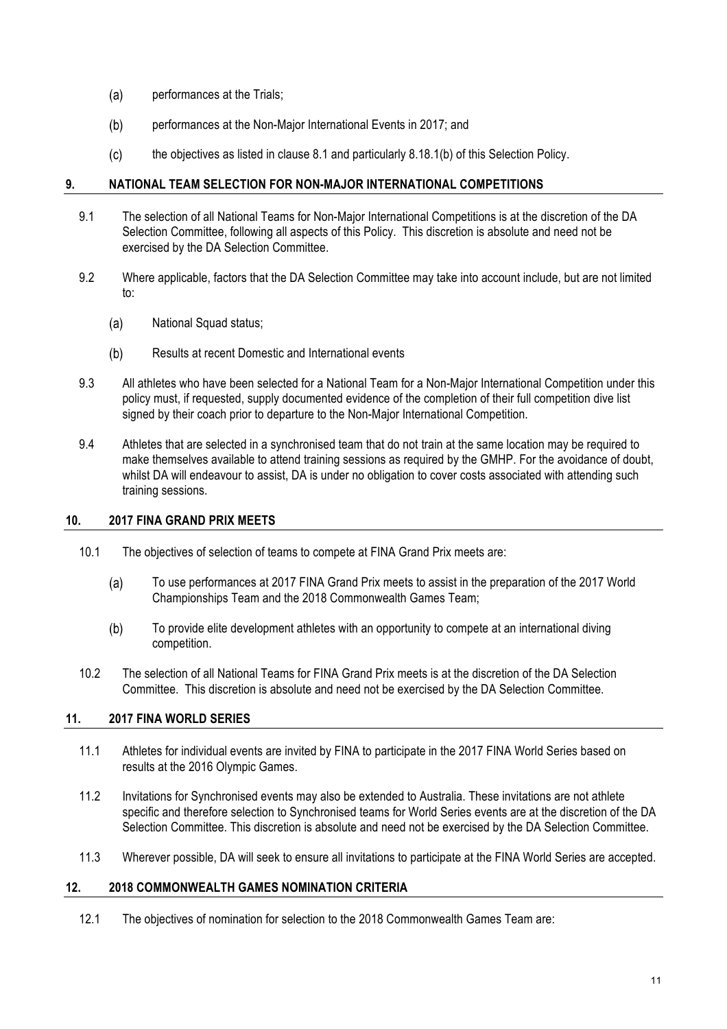(a) performances at the Trials;

(b) performances at the Non-Major International Events in 2017; and

(c) the objectives as listed in clause 8.1 and particularly 8.18.1(b) of this Selection Policy.

## 9. NATIONAL TEAM SELECTION FOR NON-MAJOR INTERNATIONAL COMPETITIONS

9.1 The selection of all National Teams for Non-Major International Competitions is at the discretion of the DA Selection Committee, following all aspects of this Policy. This discretion is absolute and need not be exercised by the DA Selection Committee.

9.2 Where applicable, factors that the DA Selection Committee may take into account include, but are not limited to:

(a) National Squad status;

(b) Results at recent Domestic and International events

9.3 All athletes who have been selected for a National Team for a Non-Major International Competition under this policy must, if requested, supply documented evidence of the completion of their full competition dive list signed by their coach prior to departure to the Non-Major International Competition.

9.4 Athletes that are selected in a synchronised team that do not train at the same location may be required to make themselves available to attend training sessions as required by the GMHP. For the avoidance of doubt, whilst DA will endeavour to assist, DA is under no obligation to cover costs associated with attending such training sessions.

## 10. 2017 FINA GRAND PRIX MEETS

10.1 The objectives of selection of teams to compete at FINA Grand Prix meets are:

(a) To use performances at 2017 FINA Grand Prix meets to assist in the preparation of the 2017 World Championships Team and the 2018 Commonwealth Games Team;

(b) To provide elite development athletes with an opportunity to compete at an international diving competition.

10.2 The selection of all National Teams for FINA Grand Prix meets is at the discretion of the DA Selection Committee. This discretion is absolute and need not be exercised by the DA Selection Committee.

## 11. 2017 FINA WORLD SERIES

11.1 Athletes for individual events are invited by FINA to participate in the 2017 FINA World Series based on results at the 2016 Olympic Games.

11.2 Invitations for Synchronised events may also be extended to Australia. These invitations are not athlete specific and therefore selection to Synchronised teams for World Series events are at the discretion of the DA Selection Committee. This discretion is absolute and need not be exercised by the DA Selection Committee.

11.3 Wherever possible, DA will seek to ensure all invitations to participate at the FINA World Series are accepted.

## 12. 2018 COMMONWEALTH GAMES NOMINATION CRITERIA

12.1 The objectives of nomination for selection to the 2018 Commonwealth Games Team are: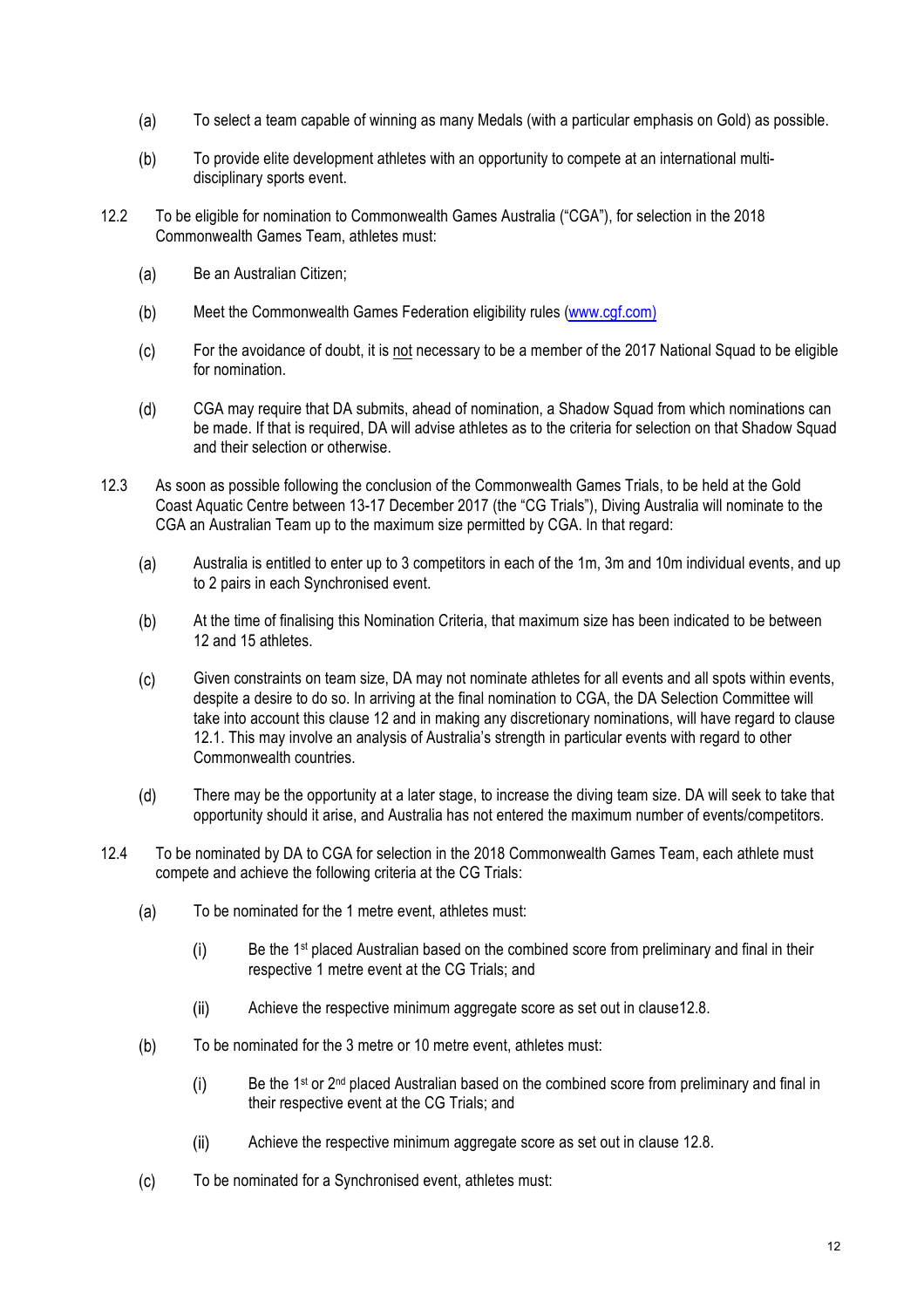(a) To select a team capable of winning as many Medals (with a particular emphasis on Gold) as possible.

(b) To provide elite development athletes with an opportunity to compete at an international multi-disciplinary sports event.

12.2 To be eligible for nomination to Commonwealth Games Australia ("CGA"), for selection in the 2018 Commonwealth Games Team, athletes must:

(a) Be an Australian Citizen;

(b) Meet the Commonwealth Games Federation eligibility rules (www.cgf.com)

(c) For the avoidance of doubt, it is not necessary to be a member of the 2017 National Squad to be eligible for nomination.

(d) CGA may require that DA submits, ahead of nomination, a Shadow Squad from which nominations can be made. If that is required, DA will advise athletes as to the criteria for selection on that Shadow Squad and their selection or otherwise.

12.3 As soon as possible following the conclusion of the Commonwealth Games Trials, to be held at the Gold Coast Aquatic Centre between 13-17 December 2017 (the "CG Trials"), Diving Australia will nominate to the CGA an Australian Team up to the maximum size permitted by CGA. In that regard:

(a) Australia is entitled to enter up to 3 competitors in each of the 1m, 3m and 10m individual events, and up to 2 pairs in each Synchronised event.

(b) At the time of finalising this Nomination Criteria, that maximum size has been indicated to be between 12 and 15 athletes.

(c) Given constraints on team size, DA may not nominate athletes for all events and all spots within events, despite a desire to do so. In arriving at the final nomination to CGA, the DA Selection Committee will take into account this clause 12 and in making any discretionary nominations, will have regard to clause 12.1. This may involve an analysis of Australia's strength in particular events with regard to other Commonwealth countries.

(d) There may be the opportunity at a later stage, to increase the diving team size. DA will seek to take that opportunity should it arise, and Australia has not entered the maximum number of events/competitors.

12.4 To be nominated by DA to CGA for selection in the 2018 Commonwealth Games Team, each athlete must compete and achieve the following criteria at the CG Trials:

(a) To be nominated for the 1 metre event, athletes must:

(i) Be the 1st placed Australian based on the combined score from preliminary and final in their respective 1 metre event at the CG Trials; and

(ii) Achieve the respective minimum aggregate score as set out in clause12.8.

(b) To be nominated for the 3 metre or 10 metre event, athletes must:

(i) Be the 1st or 2nd placed Australian based on the combined score from preliminary and final in their respective event at the CG Trials; and

(ii) Achieve the respective minimum aggregate score as set out in clause 12.8.

(c) To be nominated for a Synchronised event, athletes must: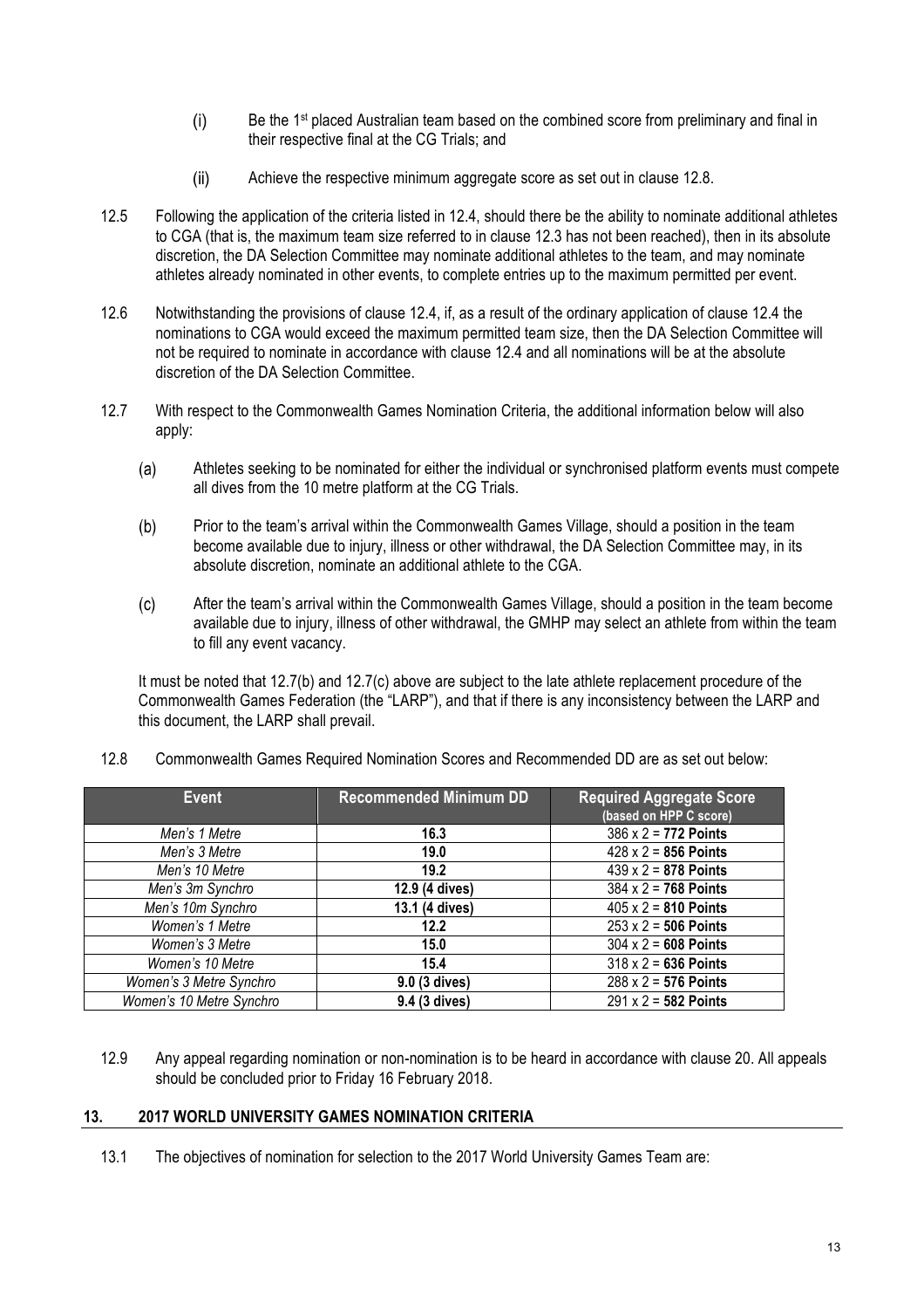(i) Be the 1st placed Australian team based on the combined score from preliminary and final in their respective final at the CG Trials; and

(ii) Achieve the respective minimum aggregate score as set out in clause 12.8.

12.5 Following the application of the criteria listed in 12.4, should there be the ability to nominate additional athletes to CGA (that is, the maximum team size referred to in clause 12.3 has not been reached), then in its absolute discretion, the DA Selection Committee may nominate additional athletes to the team, and may nominate athletes already nominated in other events, to complete entries up to the maximum permitted per event.

12.6 Notwithstanding the provisions of clause 12.4, if, as a result of the ordinary application of clause 12.4 the nominations to CGA would exceed the maximum permitted team size, then the DA Selection Committee will not be required to nominate in accordance with clause 12.4 and all nominations will be at the absolute discretion of the DA Selection Committee.

12.7 With respect to the Commonwealth Games Nomination Criteria, the additional information below will also apply:

(a) Athletes seeking to be nominated for either the individual or synchronised platform events must compete all dives from the 10 metre platform at the CG Trials.

(b) Prior to the team's arrival within the Commonwealth Games Village, should a position in the team become available due to injury, illness or other withdrawal, the DA Selection Committee may, in its absolute discretion, nominate an additional athlete to the CGA.

(c) After the team's arrival within the Commonwealth Games Village, should a position in the team become available due to injury, illness of other withdrawal, the GMHP may select an athlete from within the team to fill any event vacancy.

It must be noted that 12.7(b) and 12.7(c) above are subject to the late athlete replacement procedure of the Commonwealth Games Federation (the "LARP"), and that if there is any inconsistency between the LARP and this document, the LARP shall prevail.

12.8 Commonwealth Games Required Nomination Scores and Recommended DD are as set out below:

| Event | Recommended Minimum DD | Required Aggregate Score (based on HPP C score) |
|---|---|---|
| *Men's 1 Metre* | **16.3** | 386 x 2 = **772 Points** |
| *Men's 3 Metre* | **19.0** | 428 x 2 = **856 Points** |
| *Men's 10 Metre* | **19.2** | 439 x 2 = **878 Points** |
| *Men's 3m Synchro* | **12.9 (4 dives)** | 384 x 2 = **768 Points** |
| *Men's 10m Synchro* | **13.1 (4 dives)** | 405 x 2 = **810 Points** |
| *Women's 1 Metre* | **12.2** | 253 x 2 = **506 Points** |
| *Women's 3 Metre* | **15.0** | 304 x 2 = **608 Points** |
| *Women's 10 Metre* | **15.4** | 318 x 2 = **636 Points** |
| *Women's 3 Metre Synchro* | **9.0 (3 dives)** | 288 x 2 = **576 Points** |
| *Women's 10 Metre Synchro* | **9.4 (3 dives)** | 291 x 2 = **582 Points** |

12.9 Any appeal regarding nomination or non-nomination is to be heard in accordance with clause 20. All appeals should be concluded prior to Friday 16 February 2018.

## 13. 2017 WORLD UNIVERSITY GAMES NOMINATION CRITERIA

13.1 The objectives of nomination for selection to the 2017 World University Games Team are: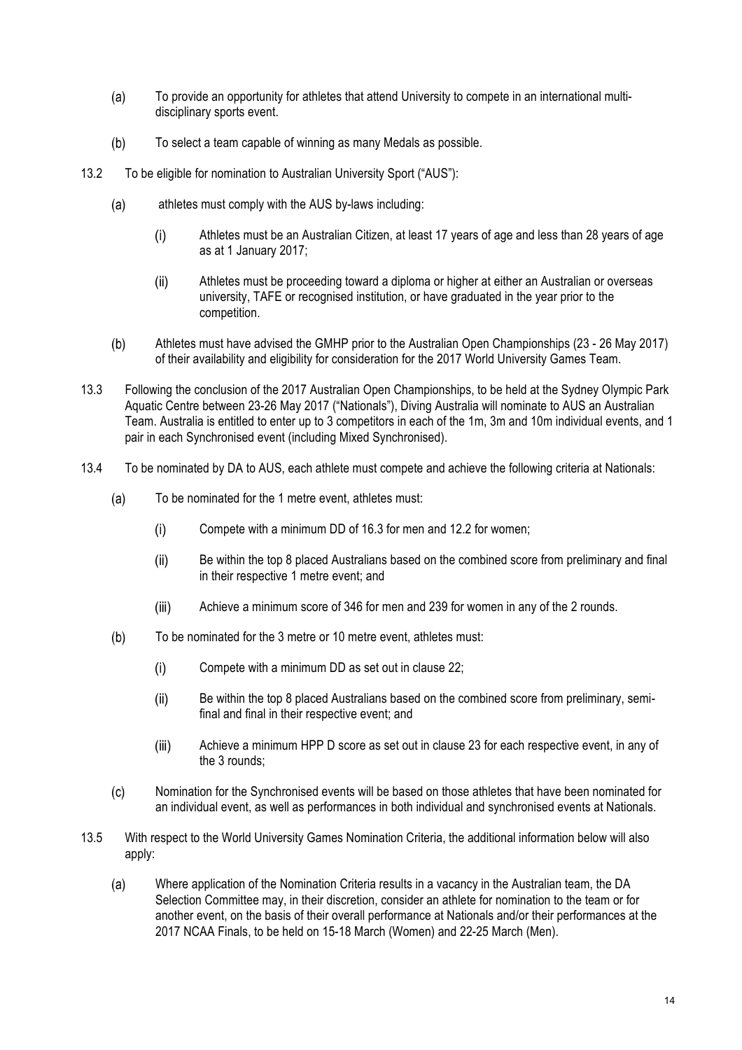(a) To provide an opportunity for athletes that attend University to compete in an international multi-disciplinary sports event.

(b) To select a team capable of winning as many Medals as possible.

13.2 To be eligible for nomination to Australian University Sport ("AUS"):

(a) athletes must comply with the AUS by-laws including:

(i) Athletes must be an Australian Citizen, at least 17 years of age and less than 28 years of age as at 1 January 2017;

(ii) Athletes must be proceeding toward a diploma or higher at either an Australian or overseas university, TAFE or recognised institution, or have graduated in the year prior to the competition.

(b) Athletes must have advised the GMHP prior to the Australian Open Championships (23 - 26 May 2017) of their availability and eligibility for consideration for the 2017 World University Games Team.

13.3 Following the conclusion of the 2017 Australian Open Championships, to be held at the Sydney Olympic Park Aquatic Centre between 23-26 May 2017 ("Nationals"), Diving Australia will nominate to AUS an Australian Team. Australia is entitled to enter up to 3 competitors in each of the 1m, 3m and 10m individual events, and 1 pair in each Synchronised event (including Mixed Synchronised).

13.4 To be nominated by DA to AUS, each athlete must compete and achieve the following criteria at Nationals:

(a) To be nominated for the 1 metre event, athletes must:

(i) Compete with a minimum DD of 16.3 for men and 12.2 for women;

(ii) Be within the top 8 placed Australians based on the combined score from preliminary and final in their respective 1 metre event; and

(iii) Achieve a minimum score of 346 for men and 239 for women in any of the 2 rounds.

(b) To be nominated for the 3 metre or 10 metre event, athletes must:

(i) Compete with a minimum DD as set out in clause 22;

(ii) Be within the top 8 placed Australians based on the combined score from preliminary, semi-final and final in their respective event; and

(iii) Achieve a minimum HPP D score as set out in clause 23 for each respective event, in any of the 3 rounds;

(c) Nomination for the Synchronised events will be based on those athletes that have been nominated for an individual event, as well as performances in both individual and synchronised events at Nationals.

13.5 With respect to the World University Games Nomination Criteria, the additional information below will also apply:

(a) Where application of the Nomination Criteria results in a vacancy in the Australian team, the DA Selection Committee may, in their discretion, consider an athlete for nomination to the team or for another event, on the basis of their overall performance at Nationals and/or their performances at the 2017 NCAA Finals, to be held on 15-18 March (Women) and 22-25 March (Men).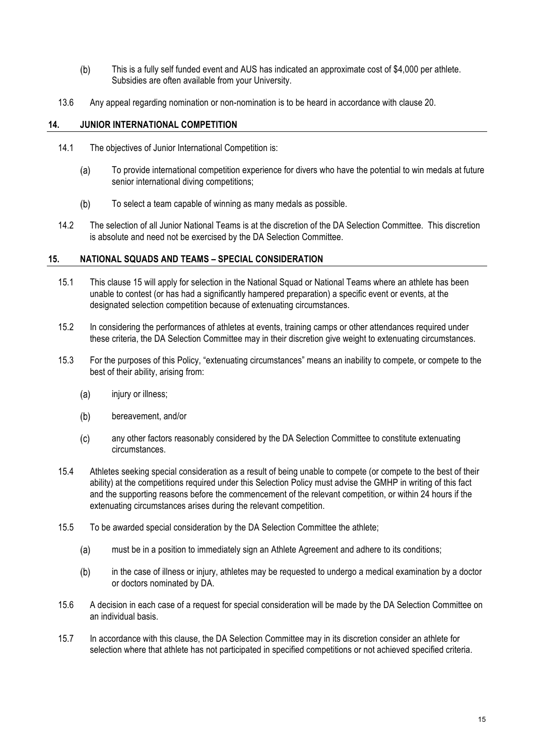(b) This is a fully self funded event and AUS has indicated an approximate cost of $4,000 per athlete. Subsidies are often available from your University.

13.6 Any appeal regarding nomination or non-nomination is to be heard in accordance with clause 20.

## 14. JUNIOR INTERNATIONAL COMPETITION

14.1 The objectives of Junior International Competition is:

(a) To provide international competition experience for divers who have the potential to win medals at future senior international diving competitions;

(b) To select a team capable of winning as many medals as possible.

14.2 The selection of all Junior National Teams is at the discretion of the DA Selection Committee. This discretion is absolute and need not be exercised by the DA Selection Committee.

## 15. NATIONAL SQUADS AND TEAMS – SPECIAL CONSIDERATION

15.1 This clause 15 will apply for selection in the National Squad or National Teams where an athlete has been unable to contest (or has had a significantly hampered preparation) a specific event or events, at the designated selection competition because of extenuating circumstances.

15.2 In considering the performances of athletes at events, training camps or other attendances required under these criteria, the DA Selection Committee may in their discretion give weight to extenuating circumstances.

15.3 For the purposes of this Policy, "extenuating circumstances" means an inability to compete, or compete to the best of their ability, arising from:

(a) injury or illness;

(b) bereavement, and/or

(c) any other factors reasonably considered by the DA Selection Committee to constitute extenuating circumstances.

15.4 Athletes seeking special consideration as a result of being unable to compete (or compete to the best of their ability) at the competitions required under this Selection Policy must advise the GMHP in writing of this fact and the supporting reasons before the commencement of the relevant competition, or within 24 hours if the extenuating circumstances arises during the relevant competition.

15.5 To be awarded special consideration by the DA Selection Committee the athlete;

(a) must be in a position to immediately sign an Athlete Agreement and adhere to its conditions;

(b) in the case of illness or injury, athletes may be requested to undergo a medical examination by a doctor or doctors nominated by DA.

15.6 A decision in each case of a request for special consideration will be made by the DA Selection Committee on an individual basis.

15.7 In accordance with this clause, the DA Selection Committee may in its discretion consider an athlete for selection where that athlete has not participated in specified competitions or not achieved specified criteria.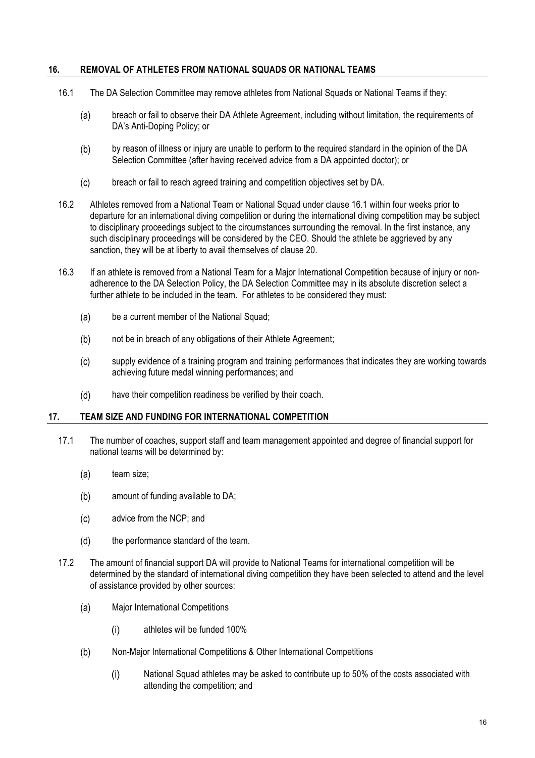## 16. REMOVAL OF ATHLETES FROM NATIONAL SQUADS OR NATIONAL TEAMS

16.1 The DA Selection Committee may remove athletes from National Squads or National Teams if they:

(a) breach or fail to observe their DA Athlete Agreement, including without limitation, the requirements of DA's Anti-Doping Policy; or

(b) by reason of illness or injury are unable to perform to the required standard in the opinion of the DA Selection Committee (after having received advice from a DA appointed doctor); or

(c) breach or fail to reach agreed training and competition objectives set by DA.

16.2 Athletes removed from a National Team or National Squad under clause 16.1 within four weeks prior to departure for an international diving competition or during the international diving competition may be subject to disciplinary proceedings subject to the circumstances surrounding the removal. In the first instance, any such disciplinary proceedings will be considered by the CEO. Should the athlete be aggrieved by any sanction, they will be at liberty to avail themselves of clause 20.

16.3 If an athlete is removed from a National Team for a Major International Competition because of injury or non-adherence to the DA Selection Policy, the DA Selection Committee may in its absolute discretion select a further athlete to be included in the team. For athletes to be considered they must:

(a) be a current member of the National Squad;

(b) not be in breach of any obligations of their Athlete Agreement;

(c) supply evidence of a training program and training performances that indicates they are working towards achieving future medal winning performances; and

(d) have their competition readiness be verified by their coach.

## 17. TEAM SIZE AND FUNDING FOR INTERNATIONAL COMPETITION

17.1 The number of coaches, support staff and team management appointed and degree of financial support for national teams will be determined by:

(a) team size;

(b) amount of funding available to DA;

(c) advice from the NCP; and

(d) the performance standard of the team.

17.2 The amount of financial support DA will provide to National Teams for international competition will be determined by the standard of international diving competition they have been selected to attend and the level of assistance provided by other sources:

(a) Major International Competitions

  (i) athletes will be funded 100%

(b) Non-Major International Competitions & Other International Competitions

  (i) National Squad athletes may be asked to contribute up to 50% of the costs associated with attending the competition; and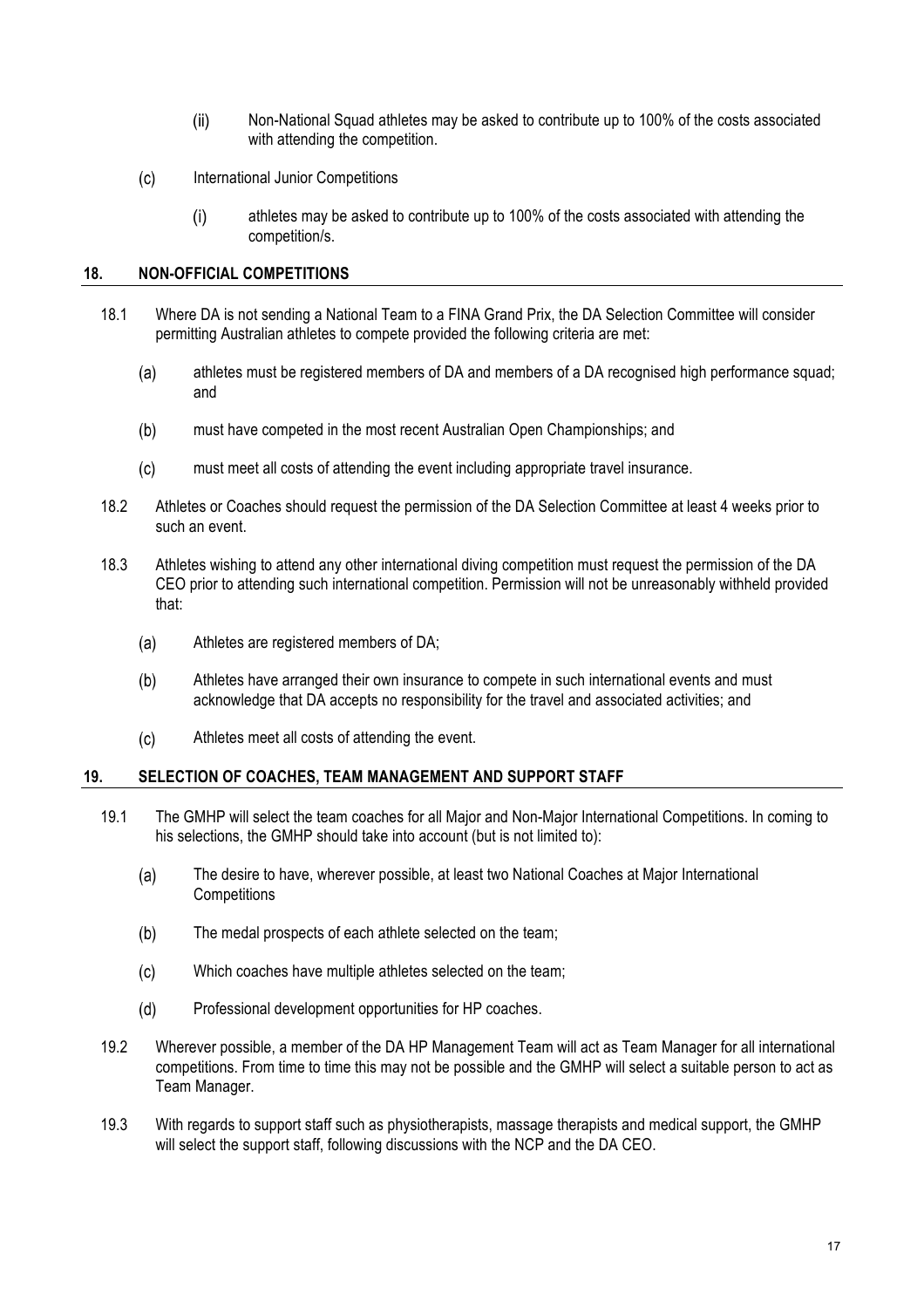(ii) Non-National Squad athletes may be asked to contribute up to 100% of the costs associated with attending the competition.

(c) International Junior Competitions

(i) athletes may be asked to contribute up to 100% of the costs associated with attending the competition/s.

## 18. NON-OFFICIAL COMPETITIONS

18.1 Where DA is not sending a National Team to a FINA Grand Prix, the DA Selection Committee will consider permitting Australian athletes to compete provided the following criteria are met:

(a) athletes must be registered members of DA and members of a DA recognised high performance squad; and

(b) must have competed in the most recent Australian Open Championships; and

(c) must meet all costs of attending the event including appropriate travel insurance.

18.2 Athletes or Coaches should request the permission of the DA Selection Committee at least 4 weeks prior to such an event.

18.3 Athletes wishing to attend any other international diving competition must request the permission of the DA CEO prior to attending such international competition. Permission will not be unreasonably withheld provided that:

(a) Athletes are registered members of DA;

(b) Athletes have arranged their own insurance to compete in such international events and must acknowledge that DA accepts no responsibility for the travel and associated activities; and

(c) Athletes meet all costs of attending the event.

## 19. SELECTION OF COACHES, TEAM MANAGEMENT AND SUPPORT STAFF

19.1 The GMHP will select the team coaches for all Major and Non-Major International Competitions. In coming to his selections, the GMHP should take into account (but is not limited to):

(a) The desire to have, wherever possible, at least two National Coaches at Major International Competitions

(b) The medal prospects of each athlete selected on the team;

(c) Which coaches have multiple athletes selected on the team;

(d) Professional development opportunities for HP coaches.

19.2 Wherever possible, a member of the DA HP Management Team will act as Team Manager for all international competitions. From time to time this may not be possible and the GMHP will select a suitable person to act as Team Manager.

19.3 With regards to support staff such as physiotherapists, massage therapists and medical support, the GMHP will select the support staff, following discussions with the NCP and the DA CEO.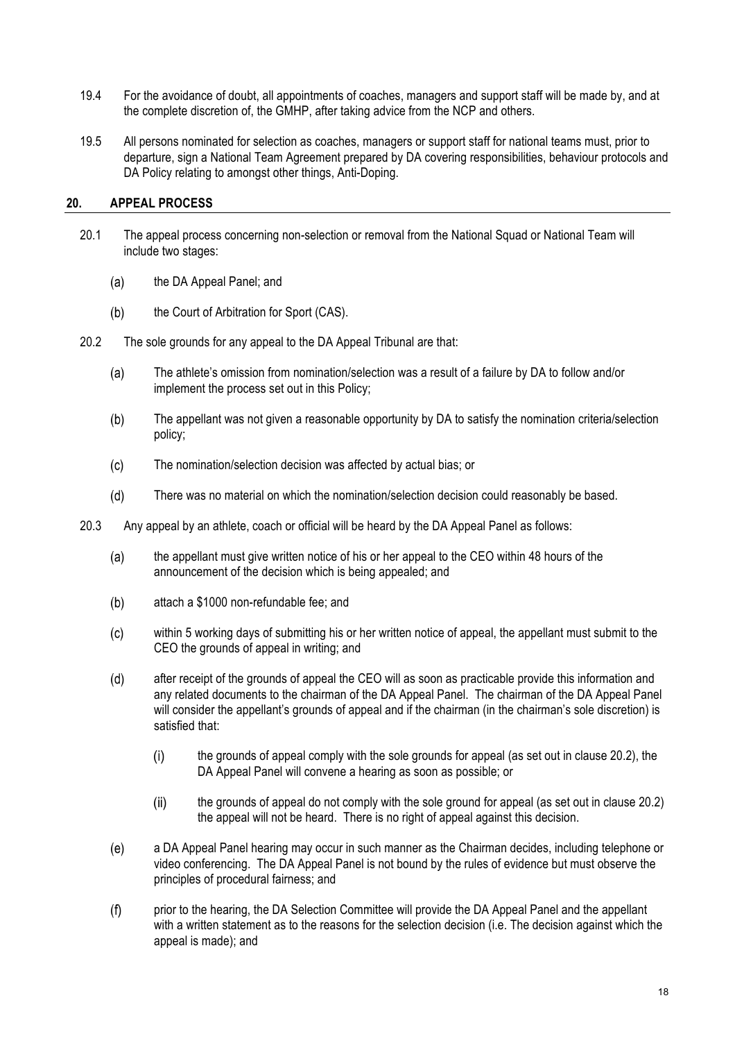19.4 For the avoidance of doubt, all appointments of coaches, managers and support staff will be made by, and at the complete discretion of, the GMHP, after taking advice from the NCP and others.

19.5 All persons nominated for selection as coaches, managers or support staff for national teams must, prior to departure, sign a National Team Agreement prepared by DA covering responsibilities, behaviour protocols and DA Policy relating to amongst other things, Anti-Doping.

## 20. APPEAL PROCESS

20.1 The appeal process concerning non-selection or removal from the National Squad or National Team will include two stages:

(a) the DA Appeal Panel; and

(b) the Court of Arbitration for Sport (CAS).

20.2 The sole grounds for any appeal to the DA Appeal Tribunal are that:

(a) The athlete's omission from nomination/selection was a result of a failure by DA to follow and/or implement the process set out in this Policy;

(b) The appellant was not given a reasonable opportunity by DA to satisfy the nomination criteria/selection policy;

(c) The nomination/selection decision was affected by actual bias; or

(d) There was no material on which the nomination/selection decision could reasonably be based.

20.3 Any appeal by an athlete, coach or official will be heard by the DA Appeal Panel as follows:

(a) the appellant must give written notice of his or her appeal to the CEO within 48 hours of the announcement of the decision which is being appealed; and

(b) attach a $1000 non-refundable fee; and

(c) within 5 working days of submitting his or her written notice of appeal, the appellant must submit to the CEO the grounds of appeal in writing; and

(d) after receipt of the grounds of appeal the CEO will as soon as practicable provide this information and any related documents to the chairman of the DA Appeal Panel. The chairman of the DA Appeal Panel will consider the appellant's grounds of appeal and if the chairman (in the chairman's sole discretion) is satisfied that:

(i) the grounds of appeal comply with the sole grounds for appeal (as set out in clause 20.2), the DA Appeal Panel will convene a hearing as soon as possible; or

(ii) the grounds of appeal do not comply with the sole ground for appeal (as set out in clause 20.2) the appeal will not be heard. There is no right of appeal against this decision.

(e) a DA Appeal Panel hearing may occur in such manner as the Chairman decides, including telephone or video conferencing. The DA Appeal Panel is not bound by the rules of evidence but must observe the principles of procedural fairness; and

(f) prior to the hearing, the DA Selection Committee will provide the DA Appeal Panel and the appellant with a written statement as to the reasons for the selection decision (i.e. The decision against which the appeal is made); and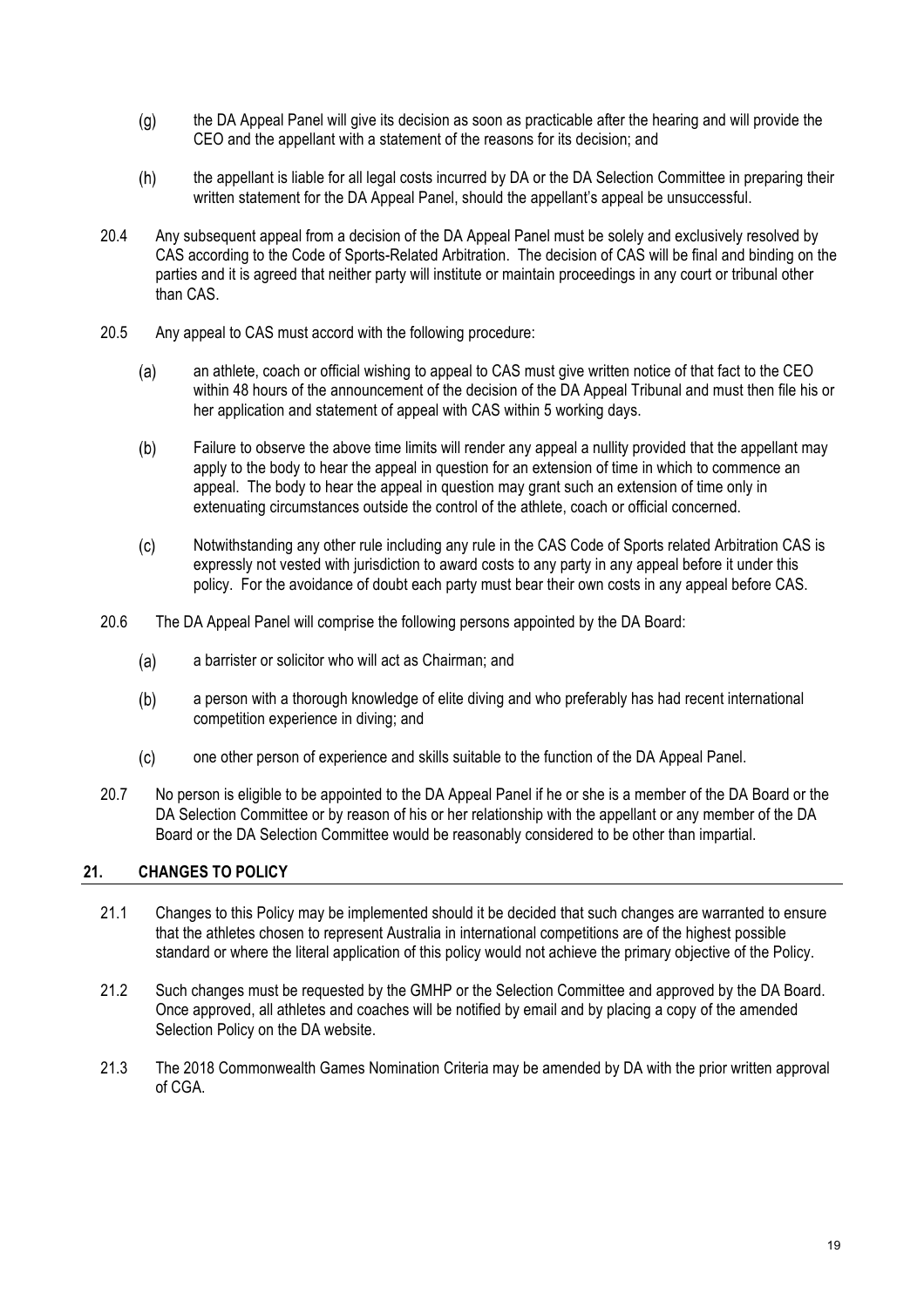(g) the DA Appeal Panel will give its decision as soon as practicable after the hearing and will provide the CEO and the appellant with a statement of the reasons for its decision; and

(h) the appellant is liable for all legal costs incurred by DA or the DA Selection Committee in preparing their written statement for the DA Appeal Panel, should the appellant's appeal be unsuccessful.

20.4 Any subsequent appeal from a decision of the DA Appeal Panel must be solely and exclusively resolved by CAS according to the Code of Sports-Related Arbitration. The decision of CAS will be final and binding on the parties and it is agreed that neither party will institute or maintain proceedings in any court or tribunal other than CAS.

20.5 Any appeal to CAS must accord with the following procedure:

(a) an athlete, coach or official wishing to appeal to CAS must give written notice of that fact to the CEO within 48 hours of the announcement of the decision of the DA Appeal Tribunal and must then file his or her application and statement of appeal with CAS within 5 working days.

(b) Failure to observe the above time limits will render any appeal a nullity provided that the appellant may apply to the body to hear the appeal in question for an extension of time in which to commence an appeal. The body to hear the appeal in question may grant such an extension of time only in extenuating circumstances outside the control of the athlete, coach or official concerned.

(c) Notwithstanding any other rule including any rule in the CAS Code of Sports related Arbitration CAS is expressly not vested with jurisdiction to award costs to any party in any appeal before it under this policy. For the avoidance of doubt each party must bear their own costs in any appeal before CAS.

20.6 The DA Appeal Panel will comprise the following persons appointed by the DA Board:

(a) a barrister or solicitor who will act as Chairman; and

(b) a person with a thorough knowledge of elite diving and who preferably has had recent international competition experience in diving; and

(c) one other person of experience and skills suitable to the function of the DA Appeal Panel.

20.7 No person is eligible to be appointed to the DA Appeal Panel if he or she is a member of the DA Board or the DA Selection Committee or by reason of his or her relationship with the appellant or any member of the DA Board or the DA Selection Committee would be reasonably considered to be other than impartial.

## 21. CHANGES TO POLICY

21.1 Changes to this Policy may be implemented should it be decided that such changes are warranted to ensure that the athletes chosen to represent Australia in international competitions are of the highest possible standard or where the literal application of this policy would not achieve the primary objective of the Policy.

21.2 Such changes must be requested by the GMHP or the Selection Committee and approved by the DA Board. Once approved, all athletes and coaches will be notified by email and by placing a copy of the amended Selection Policy on the DA website.

21.3 The 2018 Commonwealth Games Nomination Criteria may be amended by DA with the prior written approval of CGA.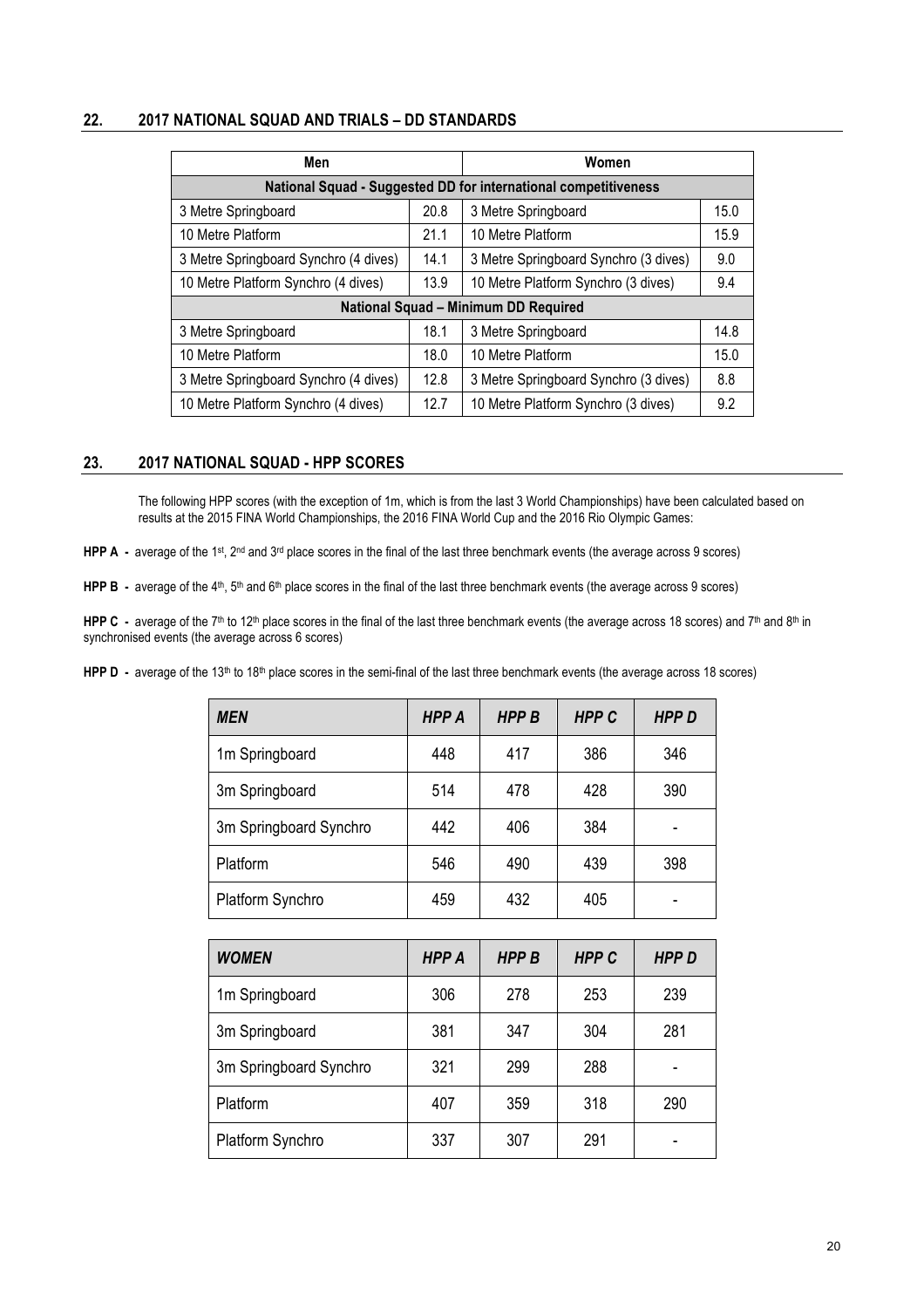## 22. 2017 NATIONAL SQUAD AND TRIALS – DD STANDARDS

| Men | | Women | |
|---|---|---|---|
| **National Squad - Suggested DD for international competitiveness** | | | |
| 3 Metre Springboard | 20.8 | 3 Metre Springboard | 15.0 |
| 10 Metre Platform | 21.1 | 10 Metre Platform | 15.9 |
| 3 Metre Springboard Synchro (4 dives) | 14.1 | 3 Metre Springboard Synchro (3 dives) | 9.0 |
| 10 Metre Platform Synchro (4 dives) | 13.9 | 10 Metre Platform Synchro (3 dives) | 9.4 |
| **National Squad – Minimum DD Required** | | | |
| 3 Metre Springboard | 18.1 | 3 Metre Springboard | 14.8 |
| 10 Metre Platform | 18.0 | 10 Metre Platform | 15.0 |
| 3 Metre Springboard Synchro (4 dives) | 12.8 | 3 Metre Springboard Synchro (3 dives) | 8.8 |
| 10 Metre Platform Synchro (4 dives) | 12.7 | 10 Metre Platform Synchro (3 dives) | 9.2 |

## 23. 2017 NATIONAL SQUAD - HPP SCORES

The following HPP scores (with the exception of 1m, which is from the last 3 World Championships) have been calculated based on results at the 2015 FINA World Championships, the 2016 FINA World Cup and the 2016 Rio Olympic Games:

**HPP A -** average of the 1st, 2nd and 3rd place scores in the final of the last three benchmark events (the average across 9 scores)

**HPP B -** average of the 4th, 5th and 6th place scores in the final of the last three benchmark events (the average across 9 scores)

**HPP C -** average of the 7th to 12th place scores in the final of the last three benchmark events (the average across 18 scores) and 7th and 8th in synchronised events (the average across 6 scores)

**HPP D -** average of the 13th to 18th place scores in the semi-final of the last three benchmark events (the average across 18 scores)

| *MEN* | *HPP A* | *HPP B* | *HPP C* | *HPP D* |
|---|---|---|---|---|
| 1m Springboard | 448 | 417 | 386 | 346 |
| 3m Springboard | 514 | 478 | 428 | 390 |
| 3m Springboard Synchro | 442 | 406 | 384 | - |
| Platform | 546 | 490 | 439 | 398 |
| Platform Synchro | 459 | 432 | 405 | - |

| *WOMEN* | *HPP A* | *HPP B* | *HPP C* | *HPP D* |
|---|---|---|---|---|
| 1m Springboard | 306 | 278 | 253 | 239 |
| 3m Springboard | 381 | 347 | 304 | 281 |
| 3m Springboard Synchro | 321 | 299 | 288 | - |
| Platform | 407 | 359 | 318 | 290 |
| Platform Synchro | 337 | 307 | 291 | - |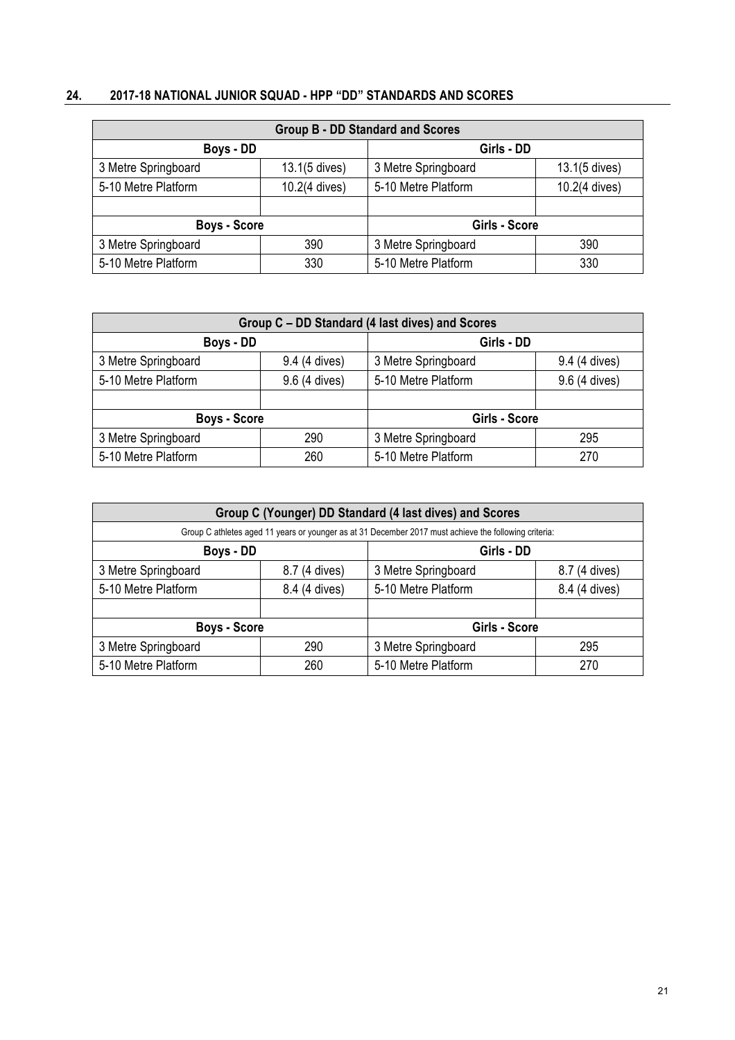## 24. 2017-18 NATIONAL JUNIOR SQUAD - HPP "DD" STANDARDS AND SCORES

| Group B - DD Standard and Scores | | | |
|---|---|---|---|
| **Boys - DD** | | **Girls - DD** | |
| 3 Metre Springboard | 13.1(5 dives) | 3 Metre Springboard | 13.1(5 dives) |
| 5-10 Metre Platform | 10.2(4 dives) | 5-10 Metre Platform | 10.2(4 dives) |
| | | | |
| **Boys - Score** | | **Girls - Score** | |
| 3 Metre Springboard | 390 | 3 Metre Springboard | 390 |
| 5-10 Metre Platform | 330 | 5-10 Metre Platform | 330 |

| Group C – DD Standard (4 last dives) and Scores | | | |
|---|---|---|---|
| **Boys - DD** | | **Girls - DD** | |
| 3 Metre Springboard | 9.4 (4 dives) | 3 Metre Springboard | 9.4 (4 dives) |
| 5-10 Metre Platform | 9.6 (4 dives) | 5-10 Metre Platform | 9.6 (4 dives) |
| | | | |
| **Boys - Score** | | **Girls - Score** | |
| 3 Metre Springboard | 290 | 3 Metre Springboard | 295 |
| 5-10 Metre Platform | 260 | 5-10 Metre Platform | 270 |

| Group C (Younger) DD Standard (4 last dives) and Scores | | | |
|---|---|---|---|
| Group C athletes aged 11 years or younger as at 31 December 2017 must achieve the following criteria: | | | |
| **Boys - DD** | | **Girls - DD** | |
| 3 Metre Springboard | 8.7 (4 dives) | 3 Metre Springboard | 8.7 (4 dives) |
| 5-10 Metre Platform | 8.4 (4 dives) | 5-10 Metre Platform | 8.4 (4 dives) |
| | | | |
| **Boys - Score** | | **Girls - Score** | |
| 3 Metre Springboard | 290 | 3 Metre Springboard | 295 |
| 5-10 Metre Platform | 260 | 5-10 Metre Platform | 270 |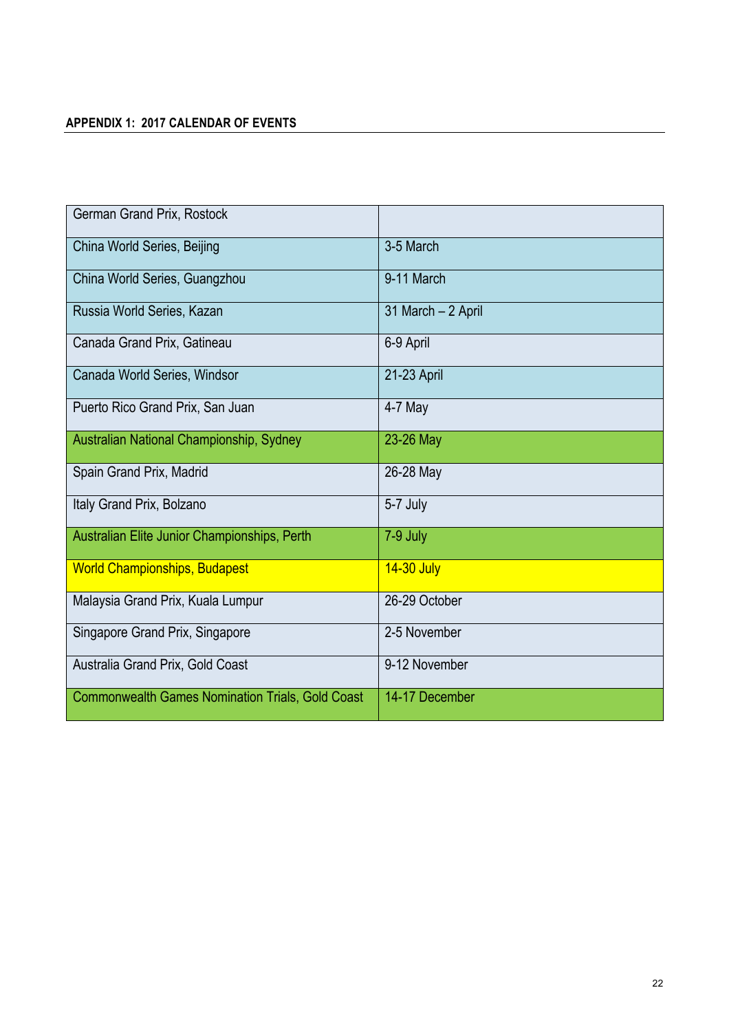**APPENDIX 1: 2017 CALENDAR OF EVENTS**

| | |
|---|---|
| German Grand Prix, Rostock | |
| China World Series, Beijing | 3-5 March |
| China World Series, Guangzhou | 9-11 March |
| Russia World Series, Kazan | 31 March – 2 April |
| Canada Grand Prix, Gatineau | 6-9 April |
| Canada World Series, Windsor | 21-23 April |
| Puerto Rico Grand Prix, San Juan | 4-7 May |
| Australian National Championship, Sydney | 23-26 May |
| Spain Grand Prix, Madrid | 26-28 May |
| Italy Grand Prix, Bolzano | 5-7 July |
| Australian Elite Junior Championships, Perth | 7-9 July |
| World Championships, Budapest | 14-30 July |
| Malaysia Grand Prix, Kuala Lumpur | 26-29 October |
| Singapore Grand Prix, Singapore | 2-5 November |
| Australia Grand Prix, Gold Coast | 9-12 November |
| Commonwealth Games Nomination Trials, Gold Coast | 14-17 December |